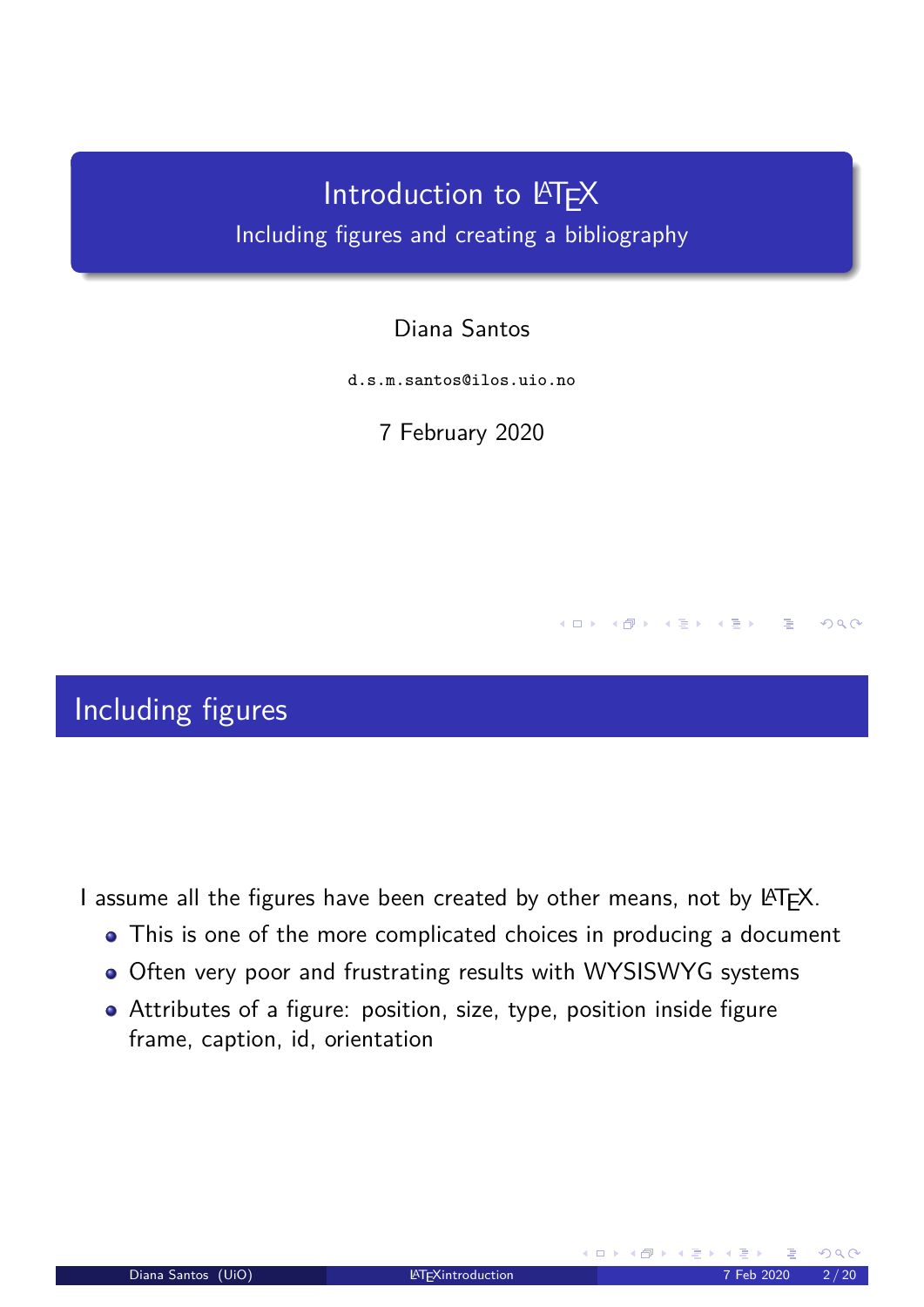# Introduction to LaTeX

## Including figures and creating a bibliography

Diana Santos

d.s.m.santos@ilos.uio.no

7 February 2020

## Including figures

I assume all the figures have been created by other means, not by LaTeX.

- This is one of the more complicated choices in producing a document
- Often very poor and frustrating results with WYSISWYG systems
- Attributes of a figure: position, size, type, position inside figure frame, caption, id, orientation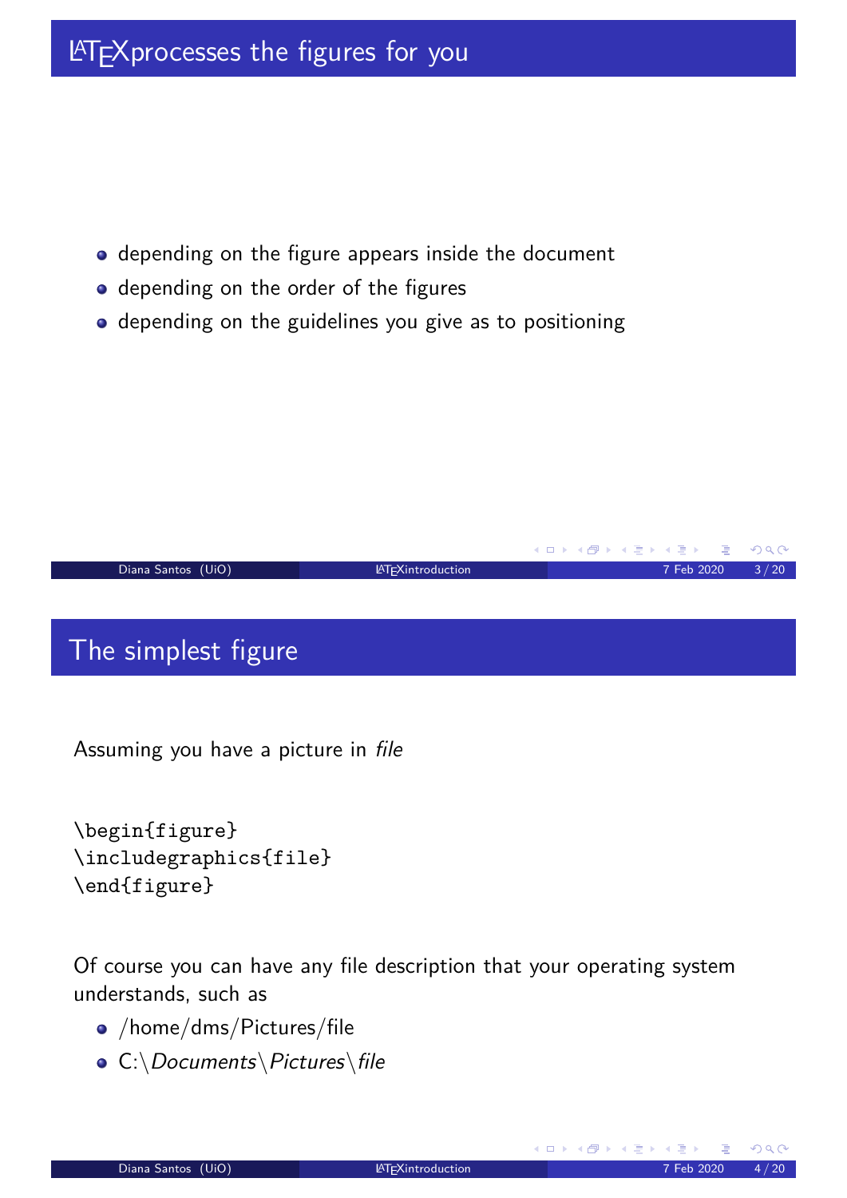## LaTeX processes the figures for you

- depending on the figure appears inside the document
- depending on the order of the figures
- depending on the guidelines you give as to positioning

## The simplest figure

Assuming you have a picture in *file*

```
\begin{figure}
\includegraphics{file}
\end{figure}
```

Of course you can have any file description that your operating system understands, such as

- /home/dms/Pictures/file
- C:\*Documents*\*Pictures*\*file*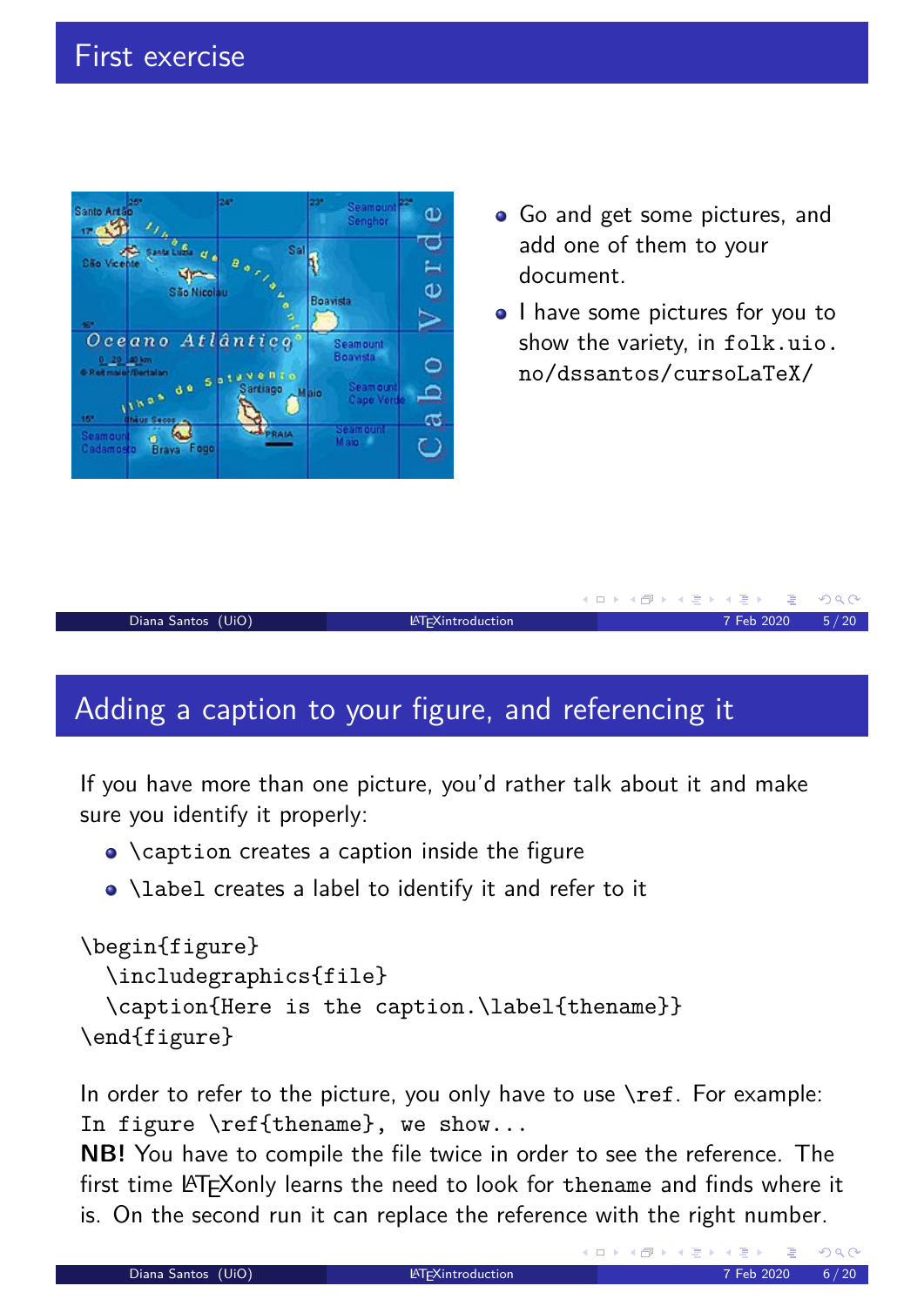# First exercise

- Go and get some pictures, and add one of them to your document.
- I have some pictures for you to show the variety, in `folk.uio.no/dssantos/cursoLaTeX/`

# Adding a caption to your figure, and referencing it

If you have more than one picture, you'd rather talk about it and make sure you identify it properly:

- `\caption` creates a caption inside the figure
- `\label` creates a label to identify it and refer to it

```
\begin{figure}
  \includegraphics{file}
  \caption{Here is the caption.\label{thename}}
\end{figure}
```

In order to refer to the picture, you only have to use `\ref`. For example: `In figure \ref{thename}, we show...`

**NB!** You have to compile the file twice in order to see the reference. The first time LaTeXonly learns the need to look for `thename` and finds where it is. On the second run it can replace the reference with the right number.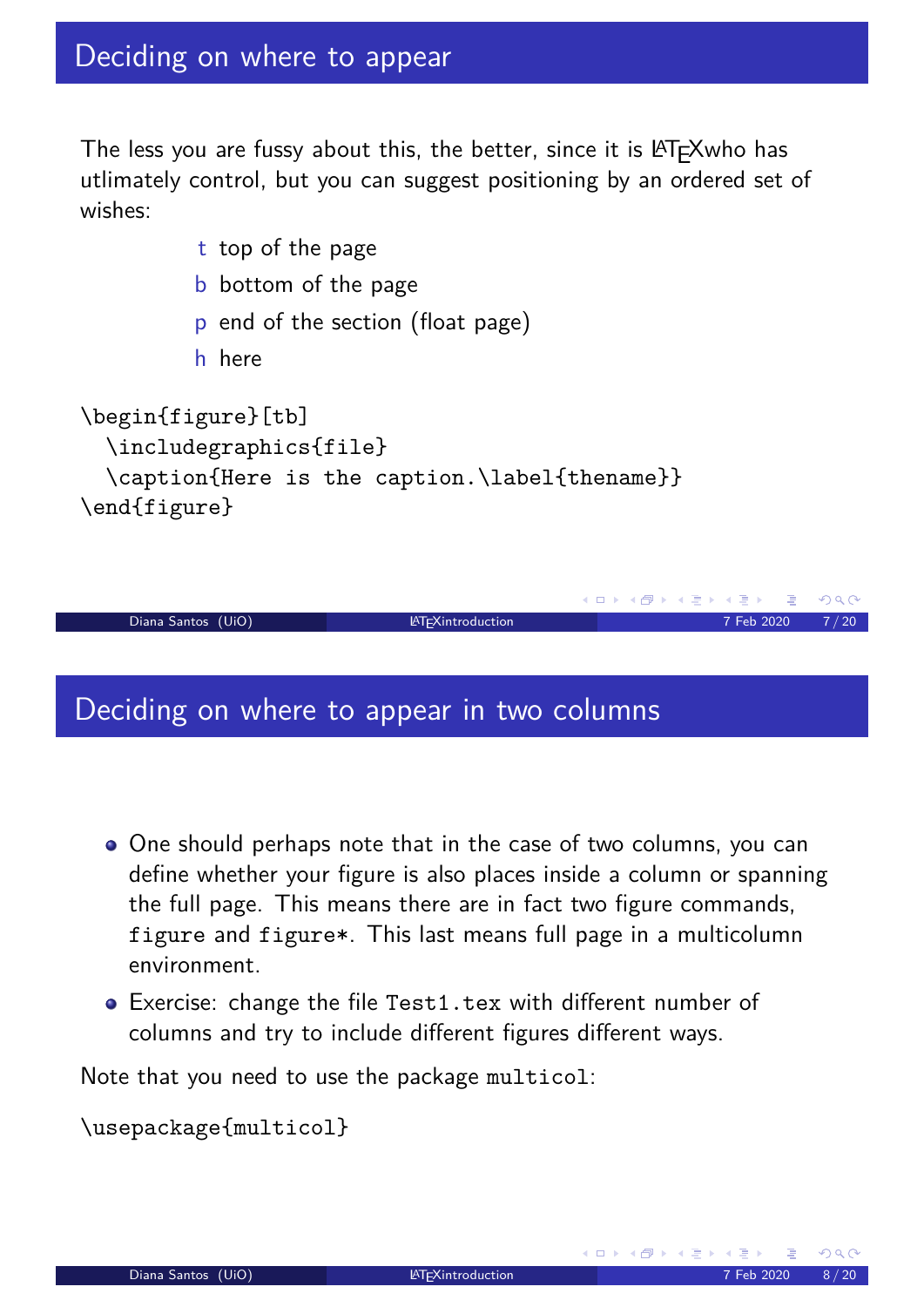## Deciding on where to appear

The less you are fussy about this, the better, since it is LaTeXwho has utlimately control, but you can suggest positioning by an ordered set of wishes:

- t top of the page
- b bottom of the page
- p end of the section (float page)
- h here

```
\begin{figure}[tb]
  \includegraphics{file}
  \caption{Here is the caption.\label{thename}}
\end{figure}
```

## Deciding on where to appear in two columns

- One should perhaps note that in the case of two columns, you can define whether your figure is also places inside a column or spanning the full page. This means there are in fact two figure commands, `figure` and `figure*`. This last means full page in a multicolumn environment.
- Exercise: change the file `Test1.tex` with different number of columns and try to include different figures different ways.

Note that you need to use the package `multicol`:

```
\usepackage{multicol}
```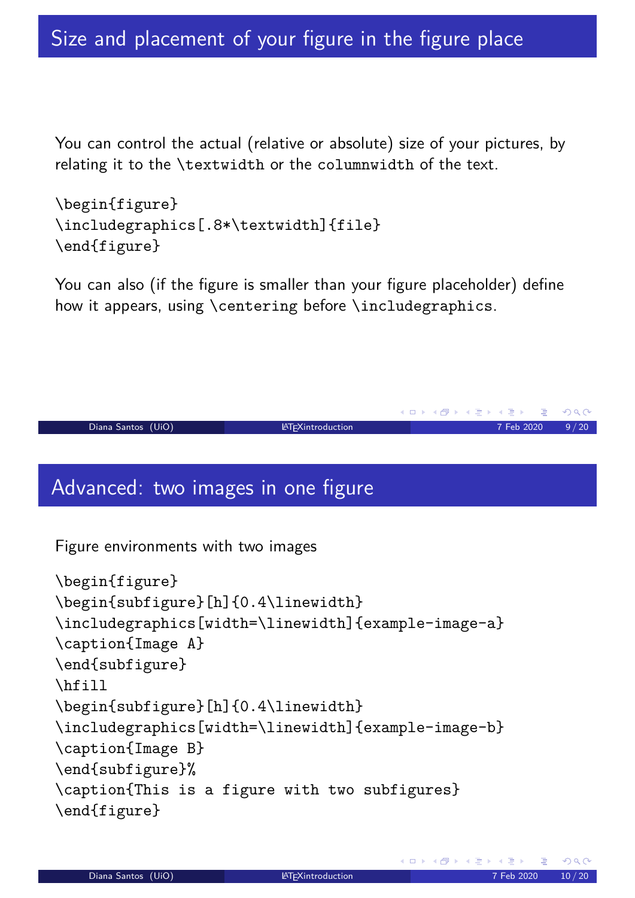## Size and placement of your figure in the figure place

You can control the actual (relative or absolute) size of your pictures, by relating it to the \textwidth or the columnwidth of the text.

```
\begin{figure}
\includegraphics[.8*\textwidth]{file}
\end{figure}
```

You can also (if the figure is smaller than your figure placeholder) define how it appears, using \centering before \includegraphics.

## Advanced: two images in one figure

Figure environments with two images

```
\begin{figure}
\begin{subfigure}[h]{0.4\linewidth}
\includegraphics[width=\linewidth]{example-image-a}
\caption{Image A}
\end{subfigure}
\hfill
\begin{subfigure}[h]{0.4\linewidth}
\includegraphics[width=\linewidth]{example-image-b}
\caption{Image B}
\end{subfigure}%
\caption{This is a figure with two subfigures}
\end{figure}
```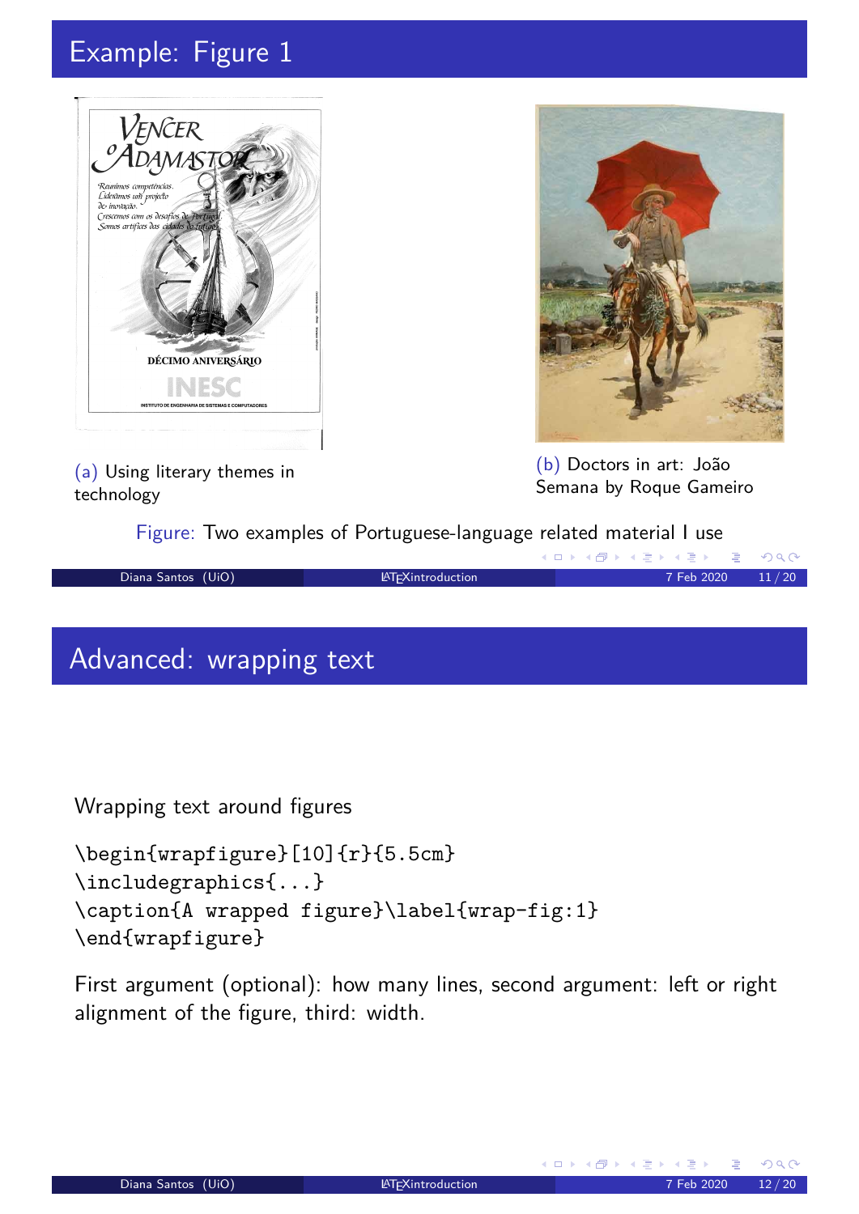# Example: Figure 1

(a) Using literary themes in technology

(b) Doctors in art: João Semana by Roque Gameiro

Figure: Two examples of Portuguese-language related material I use

# Advanced: wrapping text

Wrapping text around figures

```
\begin{wrapfigure}[10]{r}{5.5cm}
\includegraphics{...}
\caption{A wrapped figure}\label{wrap-fig:1}
\end{wrapfigure}
```

First argument (optional): how many lines, second argument: left or right alignment of the figure, third: width.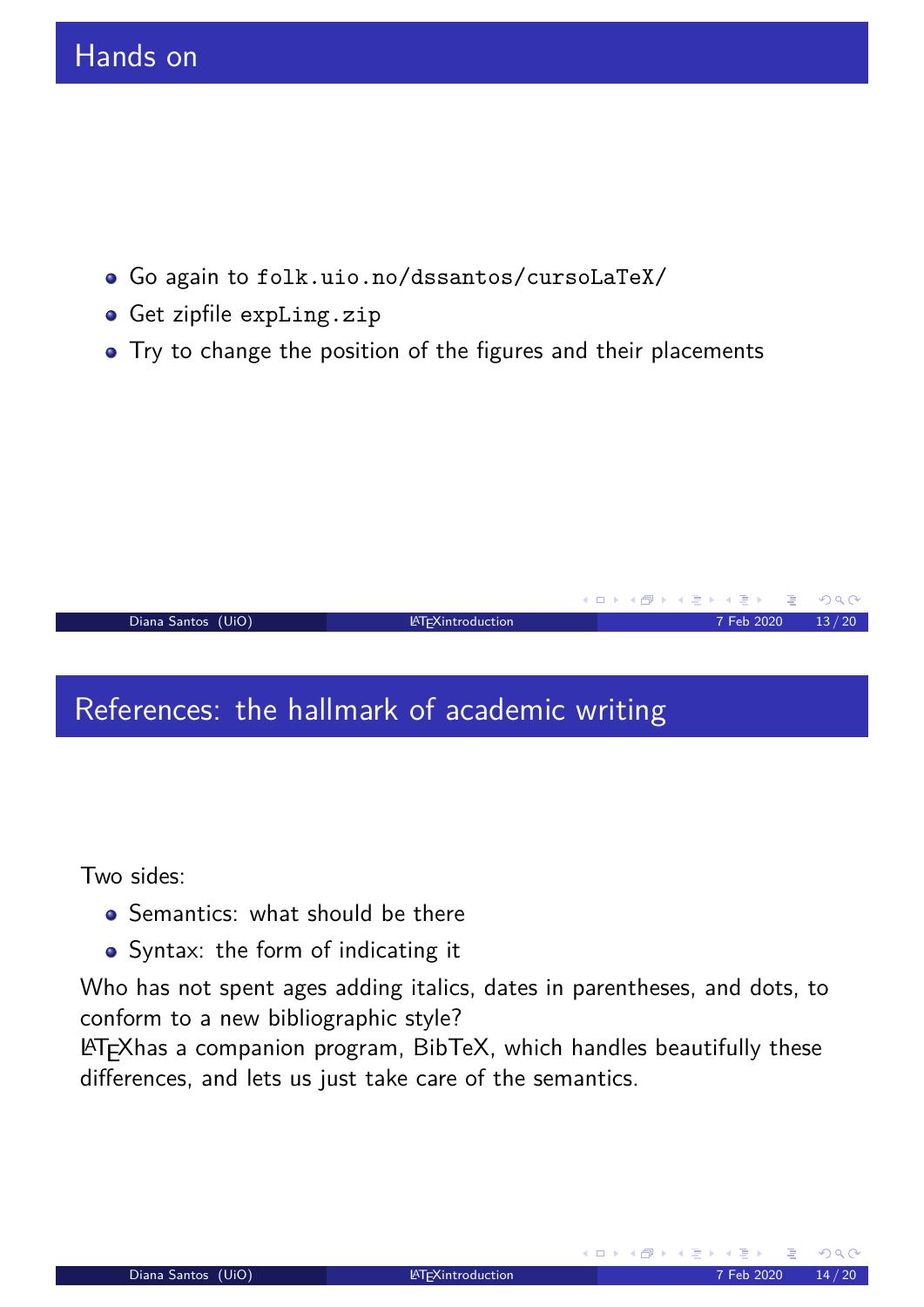## Hands on

- Go again to `folk.uio.no/dssantos/cursoLaTeX/`
- Get zipfile `expLing.zip`
- Try to change the position of the figures and their placements

## References: the hallmark of academic writing

Two sides:

- Semantics: what should be there
- Syntax: the form of indicating it

Who has not spent ages adding italics, dates in parentheses, and dots, to conform to a new bibliographic style?
LaTeXhas a companion program, BibTeX, which handles beautifully these differences, and lets us just take care of the semantics.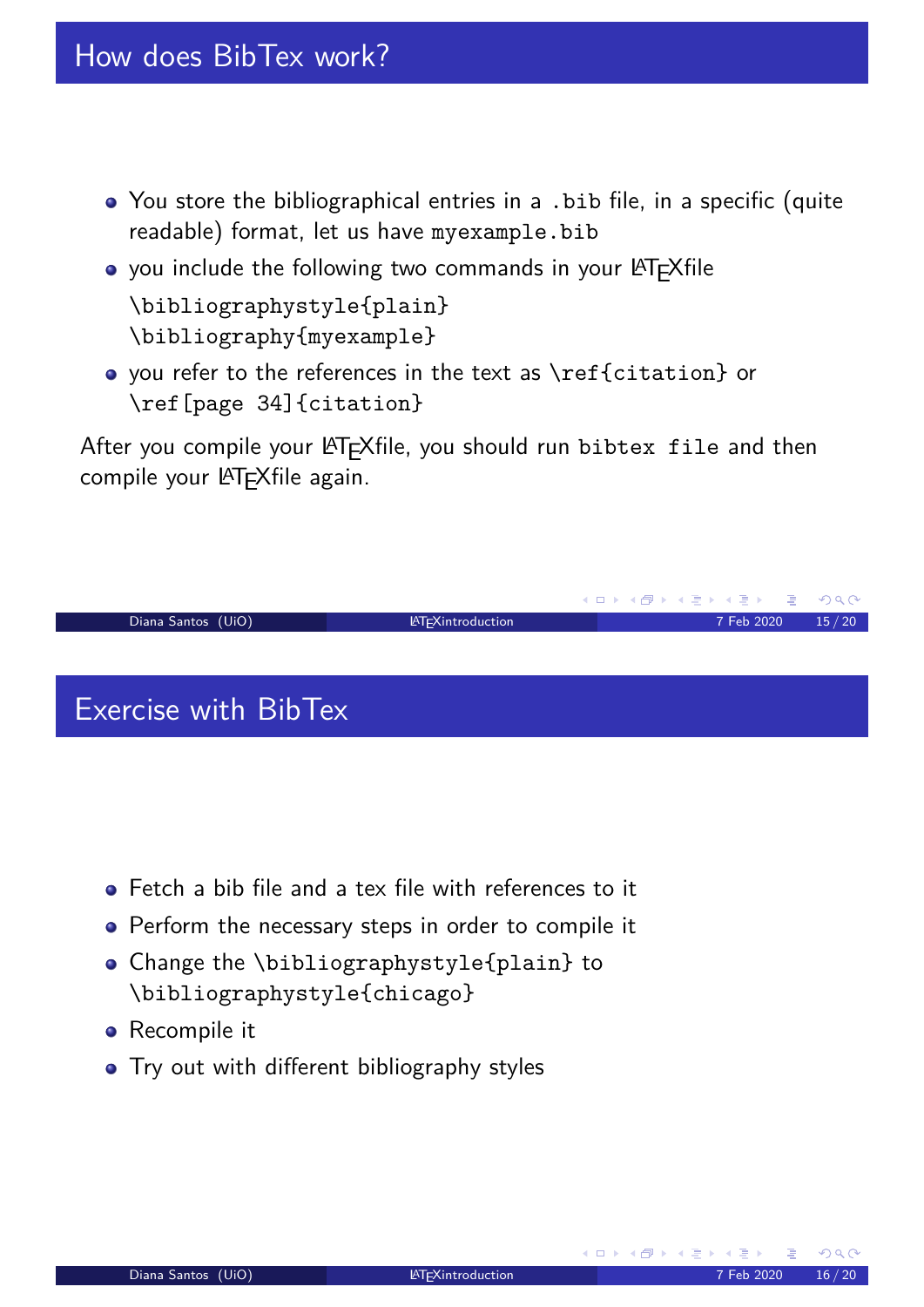## How does BibTex work?

- You store the bibliographical entries in a `.bib` file, in a specific (quite readable) format, let us have `myexample.bib`
- you include the following two commands in your LaTeXfile

  ```
  \bibliographystyle{plain}
  \bibliography{myexample}
  ```

- you refer to the references in the text as `\ref{citation}` or `\ref[page 34]{citation}`

After you compile your LaTeXfile, you should run `bibtex file` and then compile your LaTeXfile again.

## Exercise with BibTex

- Fetch a bib file and a tex file with references to it
- Perform the necessary steps in order to compile it
- Change the `\bibliographystyle{plain}` to `\bibliographystyle{chicago}`
- Recompile it
- Try out with different bibliography styles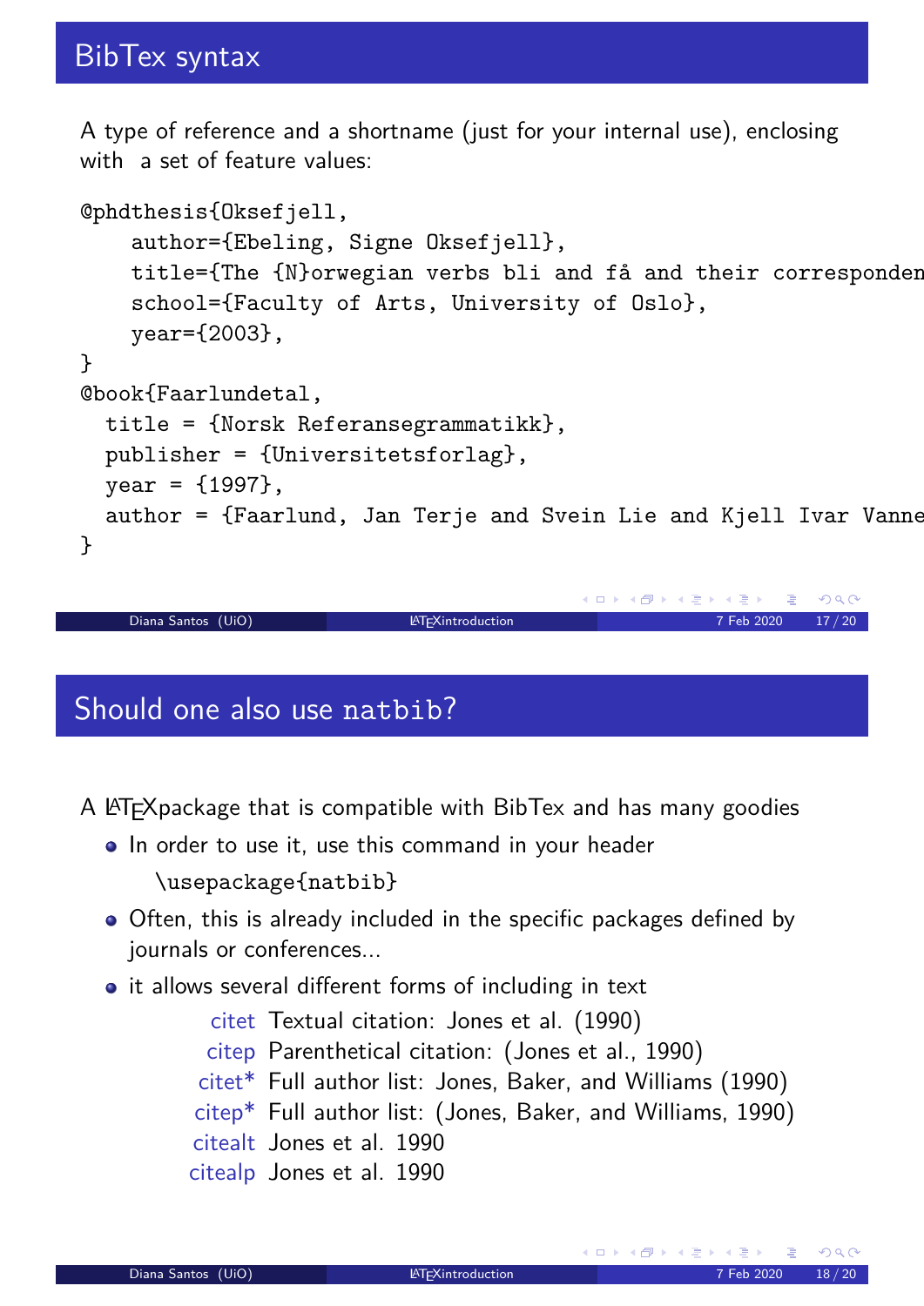## BibTex syntax

A type of reference and a shortname (just for your internal use), enclosing with a set of feature values:

```
@phdthesis{Oksefjell,
    author={Ebeling, Signe Oksefjell},
    title={The {N}orwegian verbs bli and få and their corresponden
    school={Faculty of Arts, University of Oslo},
    year={2003},
}
@book{Faarlundetal,
  title = {Norsk Referansegrammatikk},
  publisher = {Universitetsforlag},
  year = {1997},
  author = {Faarlund, Jan Terje and Svein Lie and Kjell Ivar Vanne
}
```

## Should one also use natbib?

A LaTeXpackage that is compatible with BibTex and has many goodies

- In order to use it, use this command in your header

  `\usepackage{natbib}`

- Often, this is already included in the specific packages defined by journals or conferences...
- it allows several different forms of including in text

| | |
|---|---|
| citet | Textual citation: Jones et al. (1990) |
| citep | Parenthetical citation: (Jones et al., 1990) |
| citet* | Full author list: Jones, Baker, and Williams (1990) |
| citep* | Full author list: (Jones, Baker, and Williams, 1990) |
| citealt | Jones et al. 1990 |
| citealp | Jones et al. 1990 |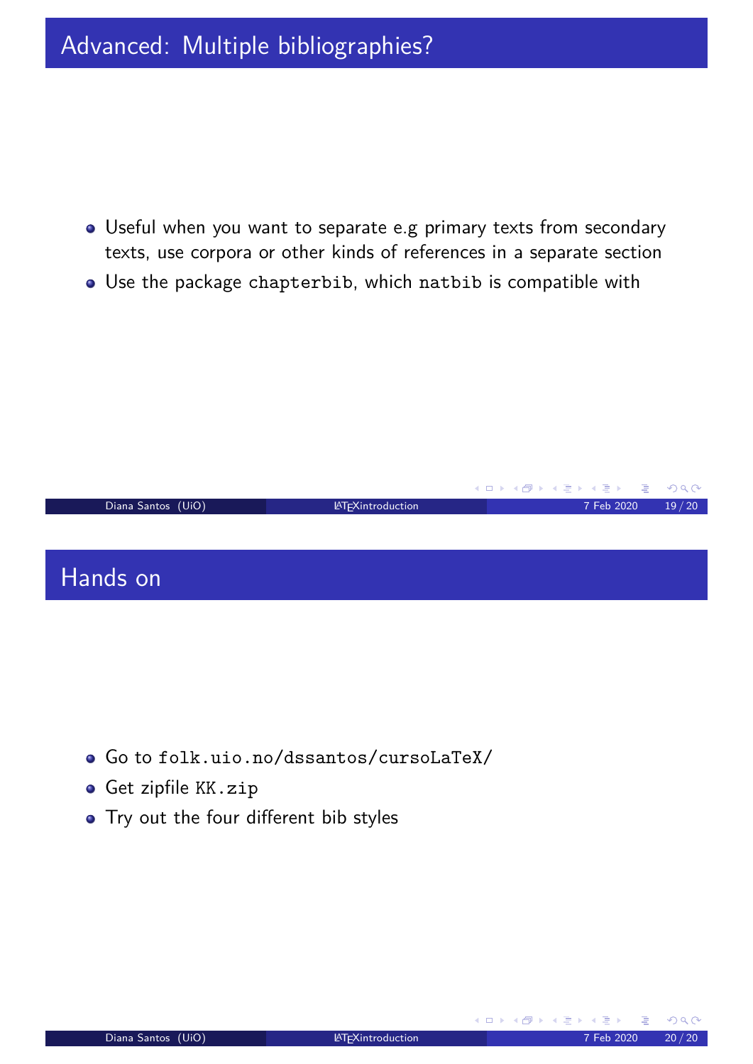## Advanced: Multiple bibliographies?

- Useful when you want to separate e.g primary texts from secondary texts, use corpora or other kinds of references in a separate section
- Use the package `chapterbib`, which `natbib` is compatible with

## Hands on

- Go to `folk.uio.no/dssantos/cursoLaTeX/`
- Get zipfile `KK.zip`
- Try out the four different bib styles